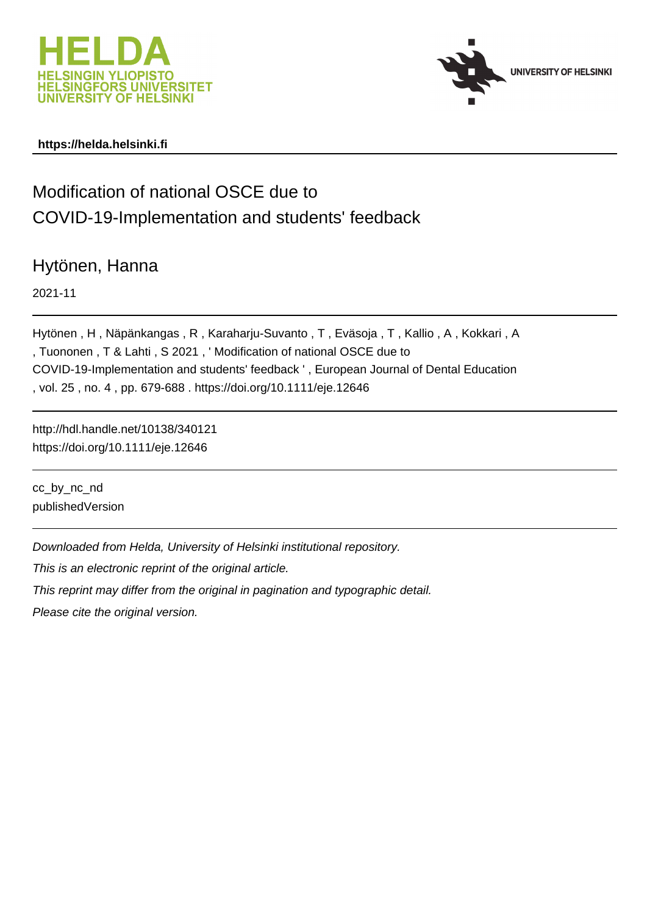HELDA
HELSINGIN YLIOPISTO
HELSINGFORS UNIVERSITET
UNIVERSITY OF HELSINKI

UNIVERSITY OF HELSINKI

**https://helda.helsinki.fi**

# Modification of national OSCE due to COVID-19-Implementation and students' feedback

## Hytönen, Hanna

2021-11

Hytönen , H , Näpänkangas , R , Karaharju-Suvanto , T , Eväsoja , T , Kallio , A , Kokkari , A , Tuononen , T & Lahti , S 2021 , ' Modification of national OSCE due to COVID-19-Implementation and students' feedback ' , European Journal of Dental Education , vol. 25 , no. 4 , pp. 679-688 . https://doi.org/10.1111/eje.12646

http://hdl.handle.net/10138/340121
https://doi.org/10.1111/eje.12646

cc_by_nc_nd
publishedVersion

*Downloaded from Helda, University of Helsinki institutional repository.*

*This is an electronic reprint of the original article.*

*This reprint may differ from the original in pagination and typographic detail.*

*Please cite the original version.*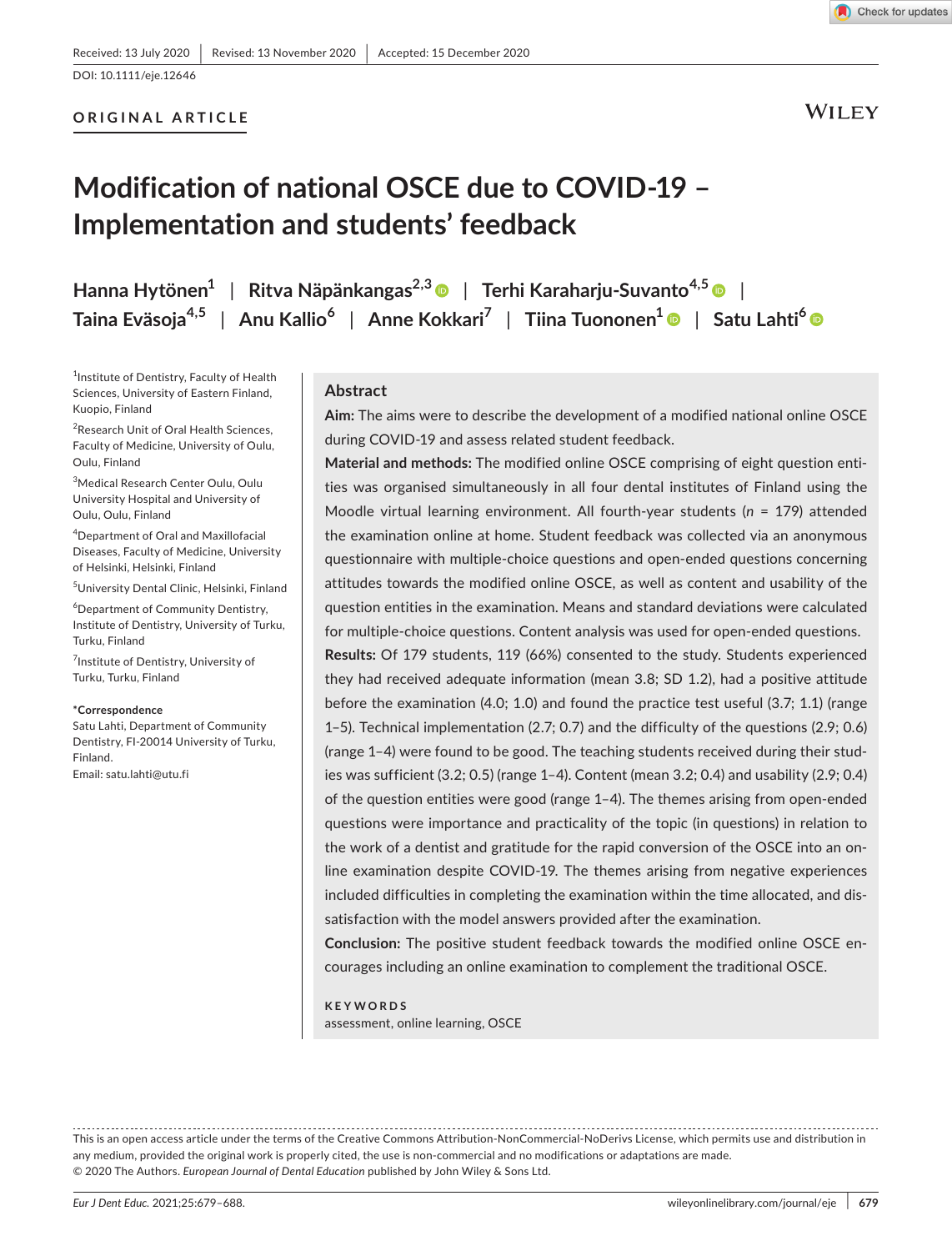Received: 13 July 2020 | Revised: 13 November 2020 | Accepted: 15 December 2020

DOI: 10.1111/eje.12646

**ORIGINAL ARTICLE**

# Modification of national OSCE due to COVID-19 – Implementation and students' feedback

**Hanna Hytönen[1] | Ritva Näpänkangas[2,3] | Terhi Karaharju-Suvanto[4,5] | Taina Eväsoja[4,5] | Anu Kallio[6] | Anne Kokkari[7] | Tiina Tuononen[1] | Satu Lahti[6]**

[1]Institute of Dentistry, Faculty of Health Sciences, University of Eastern Finland, Kuopio, Finland

[2]Research Unit of Oral Health Sciences, Faculty of Medicine, University of Oulu, Oulu, Finland

[3]Medical Research Center Oulu, Oulu University Hospital and University of Oulu, Oulu, Finland

[4]Department of Oral and Maxillofacial Diseases, Faculty of Medicine, University of Helsinki, Helsinki, Finland

[5]University Dental Clinic, Helsinki, Finland

[6]Department of Community Dentistry, Institute of Dentistry, University of Turku, Turku, Finland

[7]Institute of Dentistry, University of Turku, Turku, Finland

**\*Correspondence**
Satu Lahti, Department of Community Dentistry, FI-20014 University of Turku, Finland.
Email: satu.lahti@utu.fi

## Abstract

**Aim:** The aims were to describe the development of a modified national online OSCE during COVID-19 and assess related student feedback.

**Material and methods:** The modified online OSCE comprising of eight question entities was organised simultaneously in all four dental institutes of Finland using the Moodle virtual learning environment. All fourth-year students ($n$ = 179) attended the examination online at home. Student feedback was collected via an anonymous questionnaire with multiple-choice questions and open-ended questions concerning attitudes towards the modified online OSCE, as well as content and usability of the question entities in the examination. Means and standard deviations were calculated for multiple-choice questions. Content analysis was used for open-ended questions.

**Results:** Of 179 students, 119 (66%) consented to the study. Students experienced they had received adequate information (mean 3.8; SD 1.2), had a positive attitude before the examination (4.0; 1.0) and found the practice test useful (3.7; 1.1) (range 1–5). Technical implementation (2.7; 0.7) and the difficulty of the questions (2.9; 0.6) (range 1–4) were found to be good. The teaching students received during their studies was sufficient (3.2; 0.5) (range 1–4). Content (mean 3.2; 0.4) and usability (2.9; 0.4) of the question entities were good (range 1–4). The themes arising from open-ended questions were importance and practicality of the topic (in questions) in relation to the work of a dentist and gratitude for the rapid conversion of the OSCE into an online examination despite COVID-19. The themes arising from negative experiences included difficulties in completing the examination within the time allocated, and dissatisfaction with the model answers provided after the examination.

**Conclusion:** The positive student feedback towards the modified online OSCE encourages including an online examination to complement the traditional OSCE.

**KEYWORDS**
assessment, online learning, OSCE

This is an open access article under the terms of the Creative Commons Attribution-NonCommercial-NoDerivs License, which permits use and distribution in any medium, provided the original work is properly cited, the use is non-commercial and no modifications or adaptations are made.
© 2020 The Authors. *European Journal of Dental Education* published by John Wiley & Sons Ltd.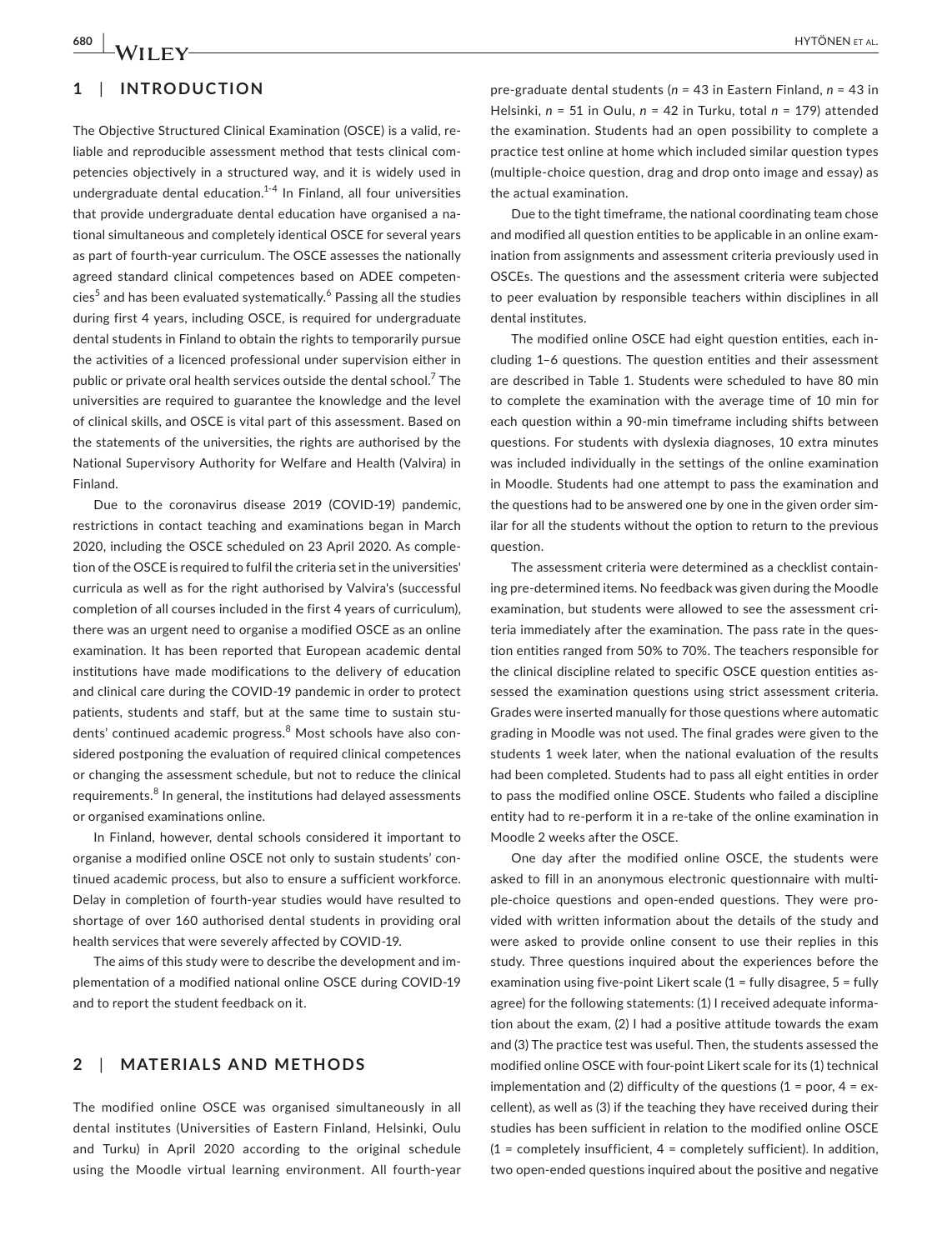## 1 | INTRODUCTION

The Objective Structured Clinical Examination (OSCE) is a valid, reliable and reproducible assessment method that tests clinical competencies objectively in a structured way, and it is widely used in undergraduate dental education.[1-4] In Finland, all four universities that provide undergraduate dental education have organised a national simultaneous and completely identical OSCE for several years as part of fourth-year curriculum. The OSCE assesses the nationally agreed standard clinical competences based on ADEE competencies[5] and has been evaluated systematically.[6] Passing all the studies during first 4 years, including OSCE, is required for undergraduate dental students in Finland to obtain the rights to temporarily pursue the activities of a licenced professional under supervision either in public or private oral health services outside the dental school.[7] The universities are required to guarantee the knowledge and the level of clinical skills, and OSCE is vital part of this assessment. Based on the statements of the universities, the rights are authorised by the National Supervisory Authority for Welfare and Health (Valvira) in Finland.

Due to the coronavirus disease 2019 (COVID-19) pandemic, restrictions in contact teaching and examinations began in March 2020, including the OSCE scheduled on 23 April 2020. As completion of the OSCE is required to fulfil the criteria set in the universities' curricula as well as for the right authorised by Valvira's (successful completion of all courses included in the first 4 years of curriculum), there was an urgent need to organise a modified OSCE as an online examination. It has been reported that European academic dental institutions have made modifications to the delivery of education and clinical care during the COVID-19 pandemic in order to protect patients, students and staff, but at the same time to sustain students' continued academic progress.[8] Most schools have also considered postponing the evaluation of required clinical competences or changing the assessment schedule, but not to reduce the clinical requirements.[8] In general, the institutions had delayed assessments or organised examinations online.

In Finland, however, dental schools considered it important to organise a modified online OSCE not only to sustain students' continued academic process, but also to ensure a sufficient workforce. Delay in completion of fourth-year studies would have resulted to shortage of over 160 authorised dental students in providing oral health services that were severely affected by COVID-19.

The aims of this study were to describe the development and implementation of a modified national online OSCE during COVID-19 and to report the student feedback on it.

## 2 | MATERIALS AND METHODS

The modified online OSCE was organised simultaneously in all dental institutes (Universities of Eastern Finland, Helsinki, Oulu and Turku) in April 2020 according to the original schedule using the Moodle virtual learning environment. All fourth-year pre-graduate dental students (*n* = 43 in Eastern Finland, *n* = 43 in Helsinki, *n* = 51 in Oulu, *n* = 42 in Turku, total *n* = 179) attended the examination. Students had an open possibility to complete a practice test online at home which included similar question types (multiple-choice question, drag and drop onto image and essay) as the actual examination.

Due to the tight timeframe, the national coordinating team chose and modified all question entities to be applicable in an online examination from assignments and assessment criteria previously used in OSCEs. The questions and the assessment criteria were subjected to peer evaluation by responsible teachers within disciplines in all dental institutes.

The modified online OSCE had eight question entities, each including 1–6 questions. The question entities and their assessment are described in Table 1. Students were scheduled to have 80 min to complete the examination with the average time of 10 min for each question within a 90-min timeframe including shifts between questions. For students with dyslexia diagnoses, 10 extra minutes was included individually in the settings of the online examination in Moodle. Students had one attempt to pass the examination and the questions had to be answered one by one in the given order similar for all the students without the option to return to the previous question.

The assessment criteria were determined as a checklist containing pre-determined items. No feedback was given during the Moodle examination, but students were allowed to see the assessment criteria immediately after the examination. The pass rate in the question entities ranged from 50% to 70%. The teachers responsible for the clinical discipline related to specific OSCE question entities assessed the examination questions using strict assessment criteria. Grades were inserted manually for those questions where automatic grading in Moodle was not used. The final grades were given to the students 1 week later, when the national evaluation of the results had been completed. Students had to pass all eight entities in order to pass the modified online OSCE. Students who failed a discipline entity had to re-perform it in a re-take of the online examination in Moodle 2 weeks after the OSCE.

One day after the modified online OSCE, the students were asked to fill in an anonymous electronic questionnaire with multiple-choice questions and open-ended questions. They were provided with written information about the details of the study and were asked to provide online consent to use their replies in this study. Three questions inquired about the experiences before the examination using five-point Likert scale (1 = fully disagree, 5 = fully agree) for the following statements: (1) I received adequate information about the exam, (2) I had a positive attitude towards the exam and (3) The practice test was useful. Then, the students assessed the modified online OSCE with four-point Likert scale for its (1) technical implementation and (2) difficulty of the questions (1 = poor, 4 = excellent), as well as (3) if the teaching they have received during their studies has been sufficient in relation to the modified online OSCE (1 = completely insufficient, 4 = completely sufficient). In addition, two open-ended questions inquired about the positive and negative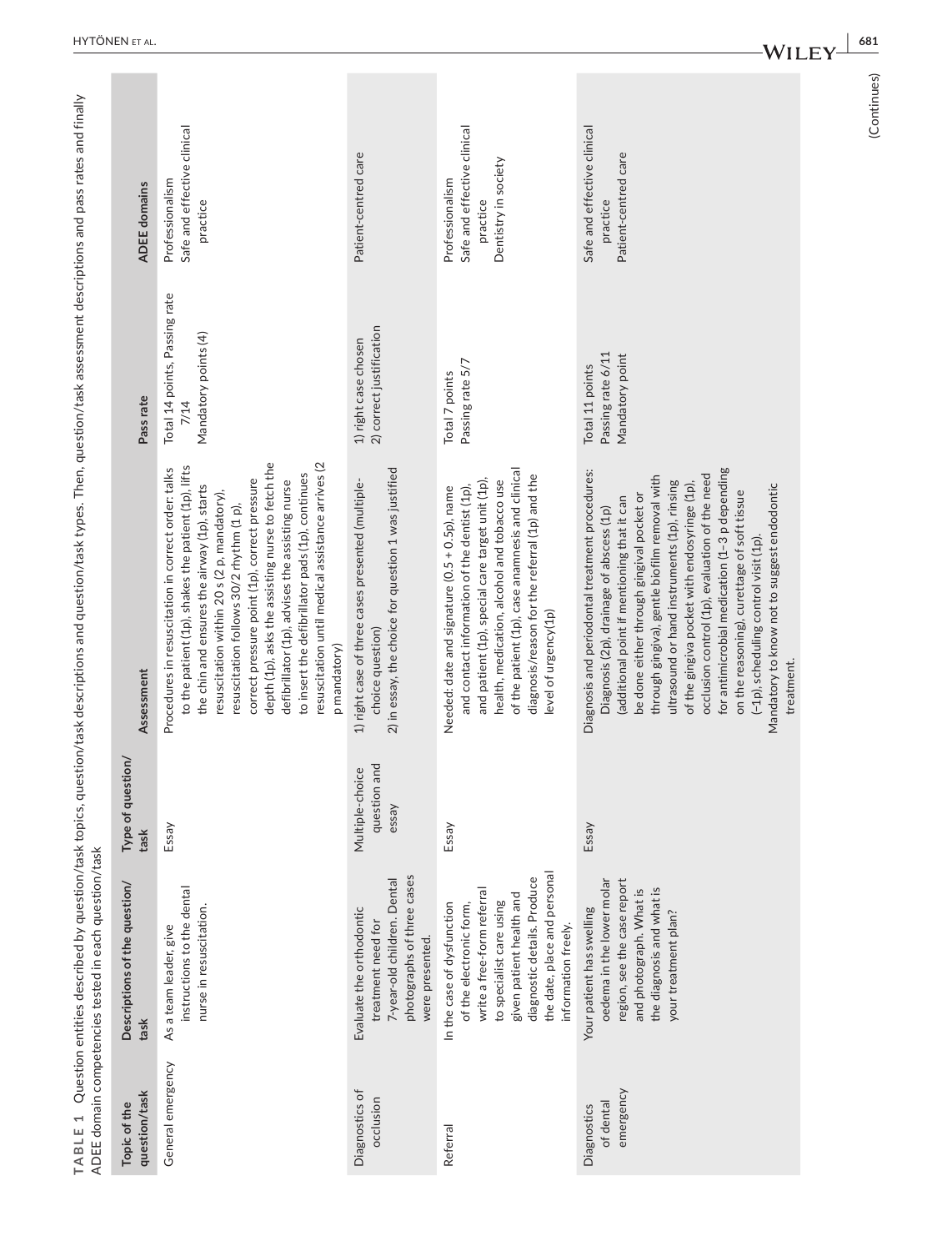**TABLE 1** Question entities described by question/task topics, question/task descriptions and question/task types. Then, question/task assessment descriptions and pass rates and finally ADEE domain competencies tested in each question/task

| Topic of the question/task | Descriptions of the question/task | Type of question/task | Assessment | Pass rate | ADEE domains |
|---|---|---|---|---|---|
| General emergency | As a team leader, give instructions to the dental nurse in resuscitation. | Essay | Procedures in resuscitation in correct order: talks to the patient (1p), shakes the patient (1p), lifts the chin and ensures the airway (1p), starts resuscitation within 20 s (2 p, mandatory), resuscitation follows 30/2 rhythm (1 p), correct pressure point (1p), correct pressure depth (1p), asks the assisting nurse to fetch the defibrillator (1p), advises the assisting nurse to insert the defibrillator pads (1p), continues resuscitation until medical assistance arrives (2 p mandatory) | Total 14 points, Passing rate 7/14<br>Mandatory points (4) | Professionalism<br>Safe and effective clinical practice |
| Diagnostics of occlusion | Evaluate the orthodontic treatment need for 7-year-old children. Dental photographs of three cases were presented. | Multiple-choice question and essay | 1) right case of three cases presented (multiple-choice question)<br>2) in essay, the choice for question 1 was justified | 1) right case chosen<br>2) correct justification | Patient-centred care |
| Referral | In the case of dysfunction of the electronic form, write a free-form referral to specialist care using given patient health and diagnostic details. Produce the date, place and personal information freely. | Essay | Needed: date and signature (0.5 + 0.5p), name and contact information of the dentist (1p), and patient (1p), special care target unit (1p), health, medication, alcohol and tobacco use of the patient (1p), case anamnesis and clinical diagnosis/reason for the referral (1p) and the level of urgency(1p) | Total 7 points<br>Passing rate 5/7 | Professionalism<br>Safe and effective clinical practice<br>Dentistry in society |
| Diagnostics of dental emergency | Your patient has swelling oedema in the lower molar region, see the case report and photograph. What is the diagnosis and what is your treatment plan? | Essay | Diagnosis and periodontal treatment procedures: Diagnosis (2p), drainage of abscess (1p) (additional point if mentioning that it can be done either through gingival pocket or through gingival), gentle biofilm removal with ultrasound or hand instruments (1p), rinsing of the gingiva pocket with endosyringe (1p), occlusion control (1p), evaluation of the need for antimicrobial medication (1–3 p depending on the reasoning), curettage of soft tissue (−1p), scheduling control visit (1p).<br>Mandatory to know not to suggest endodontic treatment. | Total 11 points<br>Passing rate 6/11<br>Mandatory point | Safe and effective clinical practice<br>Patient-centred care |

(Continues)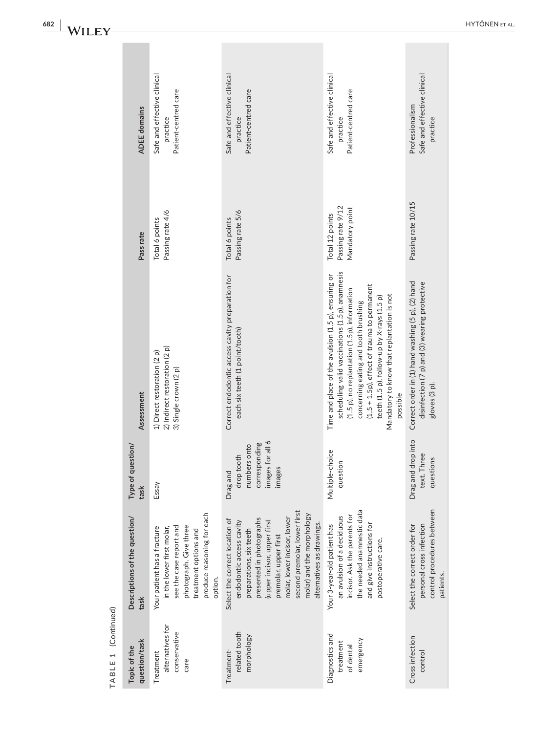**TABLE 1** (Continued)

| Topic of the question/task | Descriptions of the question/task | Type of question/task | Assessment | Pass rate | ADEE domains |
|---|---|---|---|---|---|
| Treatment alternatives for conservative care | Your patient has a fracture in the lower first molar, see the case report and photograph. Give three treatment options and produce reasoning for each option. | Essay | 1) Direct restoration (2 p)<br>2) Indirect restoration (2 p)<br>3) Single crown (2 p) | Total 6 points<br>Passing rate 4/6 | Safe and effective clinical practice<br>Patient-centred care |
| Treatment-related tooth morphology | Select the correct location of endodontic access cavity preparations, six teeth presented in photographs (upper incisor, upper first premolar, upper first molar, lower incisor, lower second premolar, lower first molar) and the morphology alternatives as drawings. | Drag and drop tooth numbers onto corresponding images for all 6 images | Correct endodontic access cavity preparation for each six teeth (1 point/tooth) | Total 6 points<br>Passing rate 5/6 | Safe and effective clinical practice<br>Patient-centred care |
| Diagnostics and treatment of dental emergency | Your 3-year-old patient has an avulsion of a deciduous incisor. Ask the parents for the needed anamnestic data and give instructions for postoperative care. | Multiple-choice question | Time and place of the avulsion (1.5 p), ensuring or scheduling valid vaccinations (1.5p), anamnesis (1.5 p), no replantation (1.5p), information concerning eating and tooth brushing (1.5 + 1.5p), effect of trauma to permanent teeth (1.5 p), follow-up by X-rays (1.5 p)<br>Mandatory to know that replantation is not possible | Total 12 points<br>Passing rate 9/12<br>Mandatory point | Safe and effective clinical practice<br>Patient-centred care |
| Cross infection control | Select the correct order for personal cross infection control procedures between patients. | Drag and drop into text. Three questions | Correct order in (1) hand washing (5 p), (2) hand disinfection (7 p) and (3) wearing protective gloves (3 p). | Passing rate 10/15 | Professionalism<br>Safe and effective clinical practice |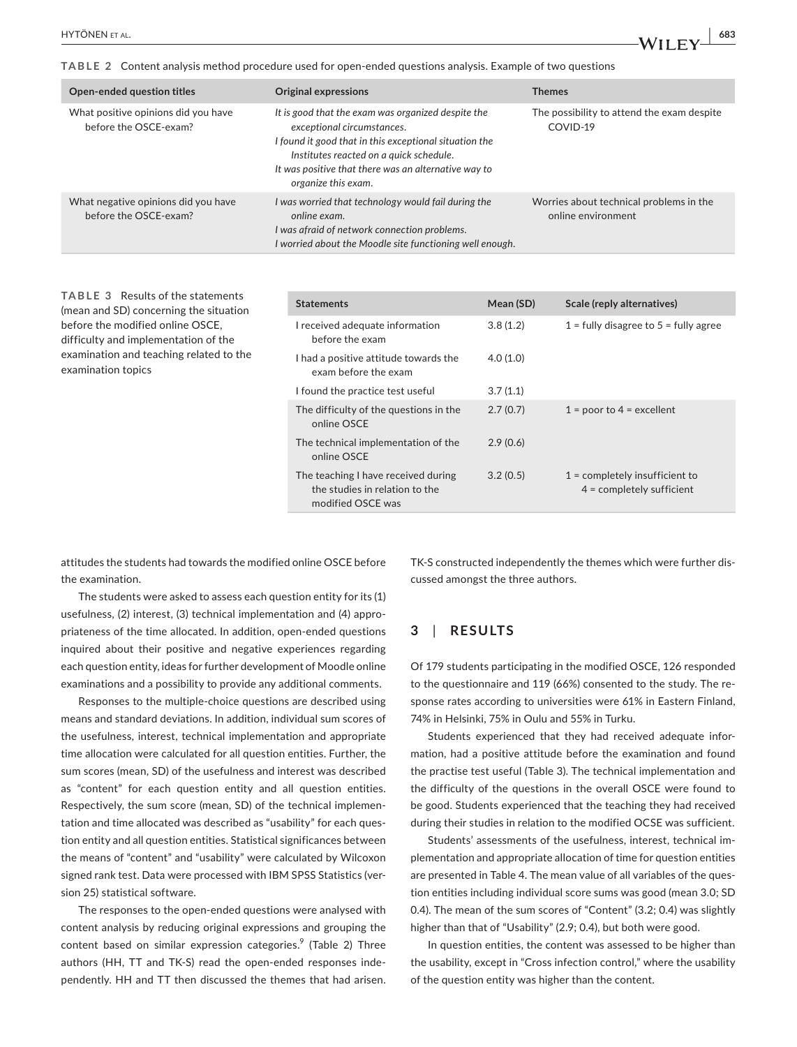**TABLE 2** Content analysis method procedure used for open-ended questions analysis. Example of two questions

| Open-ended question titles | Original expressions | Themes |
|---|---|---|
| What positive opinions did you have before the OSCE-exam? | *It is good that the exam was organized despite the exceptional circumstances.* *I found it good that in this exceptional situation the Institutes reacted on a quick schedule.* *It was positive that there was an alternative way to organize this exam.* | The possibility to attend the exam despite COVID-19 |
| What negative opinions did you have before the OSCE-exam? | *I was worried that technology would fail during the online exam.* *I was afraid of network connection problems.* *I worried about the Moodle site functioning well enough.* | Worries about technical problems in the online environment |

**TABLE 3** Results of the statements (mean and SD) concerning the situation before the modified online OSCE, difficulty and implementation of the examination and teaching related to the examination topics

| Statements | Mean (SD) | Scale (reply alternatives) |
|---|---|---|
| I received adequate information before the exam | 3.8 (1.2) | 1 = fully disagree to 5 = fully agree |
| I had a positive attitude towards the exam before the exam | 4.0 (1.0) | |
| I found the practice test useful | 3.7 (1.1) | |
| The difficulty of the questions in the online OSCE | 2.7 (0.7) | 1 = poor to 4 = excellent |
| The technical implementation of the online OSCE | 2.9 (0.6) | |
| The teaching I have received during the studies in relation to the modified OSCE was | 3.2 (0.5) | 1 = completely insufficient to 4 = completely sufficient |

attitudes the students had towards the modified online OSCE before the examination.

The students were asked to assess each question entity for its (1) usefulness, (2) interest, (3) technical implementation and (4) appropriateness of the time allocated. In addition, open-ended questions inquired about their positive and negative experiences regarding each question entity, ideas for further development of Moodle online examinations and a possibility to provide any additional comments.

Responses to the multiple-choice questions are described using means and standard deviations. In addition, individual sum scores of the usefulness, interest, technical implementation and appropriate time allocation were calculated for all question entities. Further, the sum scores (mean, SD) of the usefulness and interest was described as "content" for each question entity and all question entities. Respectively, the sum score (mean, SD) of the technical implementation and time allocated was described as "usability" for each question entity and all question entities. Statistical significances between the means of "content" and "usability" were calculated by Wilcoxon signed rank test. Data were processed with IBM SPSS Statistics (version 25) statistical software.

The responses to the open-ended questions were analysed with content analysis by reducing original expressions and grouping the content based on similar expression categories.[9] (Table 2) Three authors (HH, TT and TK-S) read the open-ended responses independently. HH and TT then discussed the themes that had arisen. TK-S constructed independently the themes which were further discussed amongst the three authors.

## 3 | RESULTS

Of 179 students participating in the modified OSCE, 126 responded to the questionnaire and 119 (66%) consented to the study. The response rates according to universities were 61% in Eastern Finland, 74% in Helsinki, 75% in Oulu and 55% in Turku.

Students experienced that they had received adequate information, had a positive attitude before the examination and found the practise test useful (Table 3). The technical implementation and the difficulty of the questions in the overall OSCE were found to be good. Students experienced that the teaching they had received during their studies in relation to the modified OCSE was sufficient.

Students' assessments of the usefulness, interest, technical implementation and appropriate allocation of time for question entities are presented in Table 4. The mean value of all variables of the question entities including individual score sums was good (mean 3.0; SD 0.4). The mean of the sum scores of "Content" (3.2; 0.4) was slightly higher than that of "Usability" (2.9; 0.4), but both were good.

In question entities, the content was assessed to be higher than the usability, except in "Cross infection control," where the usability of the question entity was higher than the content.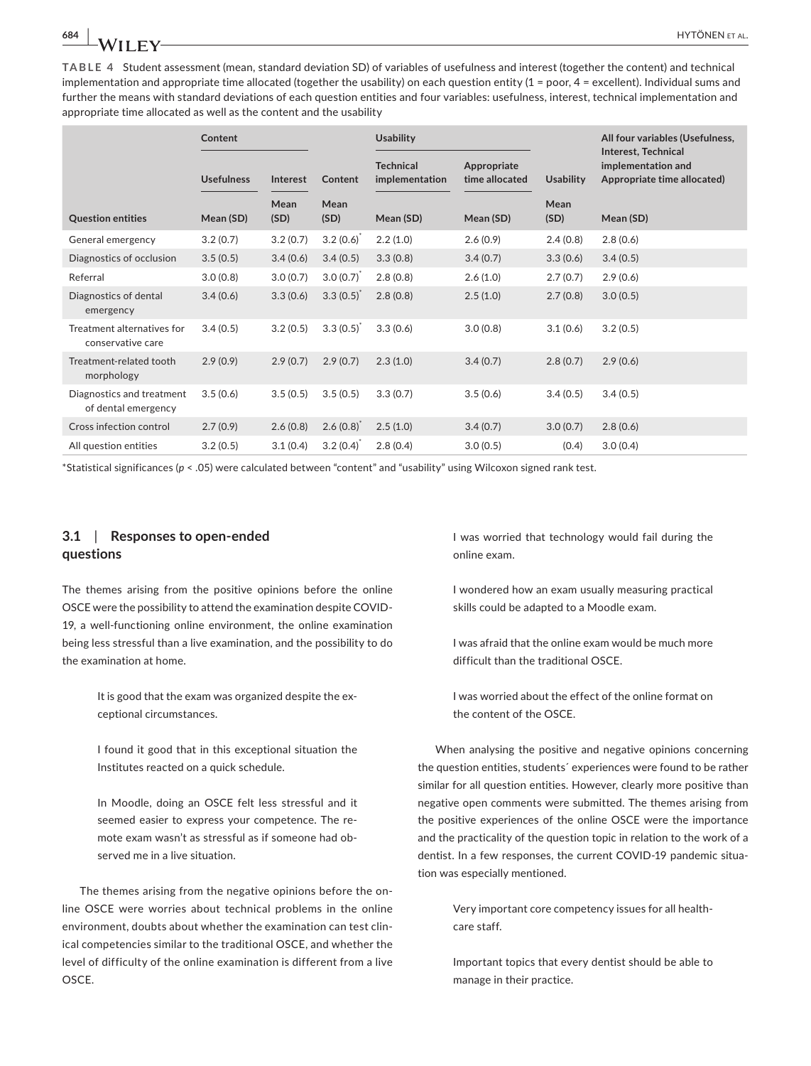**TABLE 4** Student assessment (mean, standard deviation SD) of variables of usefulness and interest (together the content) and technical implementation and appropriate time allocated (together the usability) on each question entity (1 = poor, 4 = excellent). Individual sums and further the means with standard deviations of each question entities and four variables: usefulness, interest, technical implementation and appropriate time allocated as well as the content and the usability

| | Content | | | Usability | | | All four variables (Usefulness, Interest, Technical implementation and Appropriate time allocated) |
|---|---|---|---|---|---|---|---|
| | Usefulness | Interest | Content | Technical implementation | Appropriate time allocated | Usability | |
| Question entities | Mean (SD) | Mean (SD) | Mean (SD) | Mean (SD) | Mean (SD) | Mean (SD) | Mean (SD) |
| General emergency | 3.2 (0.7) | 3.2 (0.7) | 3.2 (0.6)* | 2.2 (1.0) | 2.6 (0.9) | 2.4 (0.8) | 2.8 (0.6) |
| Diagnostics of occlusion | 3.5 (0.5) | 3.4 (0.6) | 3.4 (0.5) | 3.3 (0.8) | 3.4 (0.7) | 3.3 (0.6) | 3.4 (0.5) |
| Referral | 3.0 (0.8) | 3.0 (0.7) | 3.0 (0.7)* | 2.8 (0.8) | 2.6 (1.0) | 2.7 (0.7) | 2.9 (0.6) |
| Diagnostics of dental emergency | 3.4 (0.6) | 3.3 (0.6) | 3.3 (0.5)* | 2.8 (0.8) | 2.5 (1.0) | 2.7 (0.8) | 3.0 (0.5) |
| Treatment alternatives for conservative care | 3.4 (0.5) | 3.2 (0.5) | 3.3 (0.5)* | 3.3 (0.6) | 3.0 (0.8) | 3.1 (0.6) | 3.2 (0.5) |
| Treatment-related tooth morphology | 2.9 (0.9) | 2.9 (0.7) | 2.9 (0.7) | 2.3 (1.0) | 3.4 (0.7) | 2.8 (0.7) | 2.9 (0.6) |
| Diagnostics and treatment of dental emergency | 3.5 (0.6) | 3.5 (0.5) | 3.5 (0.5) | 3.3 (0.7) | 3.5 (0.6) | 3.4 (0.5) | 3.4 (0.5) |
| Cross infection control | 2.7 (0.9) | 2.6 (0.8) | 2.6 (0.8)* | 2.5 (1.0) | 3.4 (0.7) | 3.0 (0.7) | 2.8 (0.6) |
| All question entities | 3.2 (0.5) | 3.1 (0.4) | 3.2 (0.4)* | 2.8 (0.4) | 3.0 (0.5) | (0.4) | 3.0 (0.4) |

*Statistical significances ($p < .05$) were calculated between "content" and "usability" using Wilcoxon signed rank test.

### 3.1 | Responses to open-ended questions

The themes arising from the positive opinions before the online OSCE were the possibility to attend the examination despite COVID-19, a well-functioning online environment, the online examination being less stressful than a live examination, and the possibility to do the examination at home.

> It is good that the exam was organized despite the exceptional circumstances.

> I found it good that in this exceptional situation the Institutes reacted on a quick schedule.

> In Moodle, doing an OSCE felt less stressful and it seemed easier to express your competence. The remote exam wasn't as stressful as if someone had observed me in a live situation.

The themes arising from the negative opinions before the online OSCE were worries about technical problems in the online environment, doubts about whether the examination can test clinical competencies similar to the traditional OSCE, and whether the level of difficulty of the online examination is different from a live OSCE.

> I was worried that technology would fail during the online exam.

> I wondered how an exam usually measuring practical skills could be adapted to a Moodle exam.

> I was afraid that the online exam would be much more difficult than the traditional OSCE.

> I was worried about the effect of the online format on the content of the OSCE.

When analysing the positive and negative opinions concerning the question entities, students´ experiences were found to be rather similar for all question entities. However, clearly more positive than negative open comments were submitted. The themes arising from the positive experiences of the online OSCE were the importance and the practicality of the question topic in relation to the work of a dentist. In a few responses, the current COVID-19 pandemic situation was especially mentioned.

> Very important core competency issues for all health-care staff.

> Important topics that every dentist should be able to manage in their practice.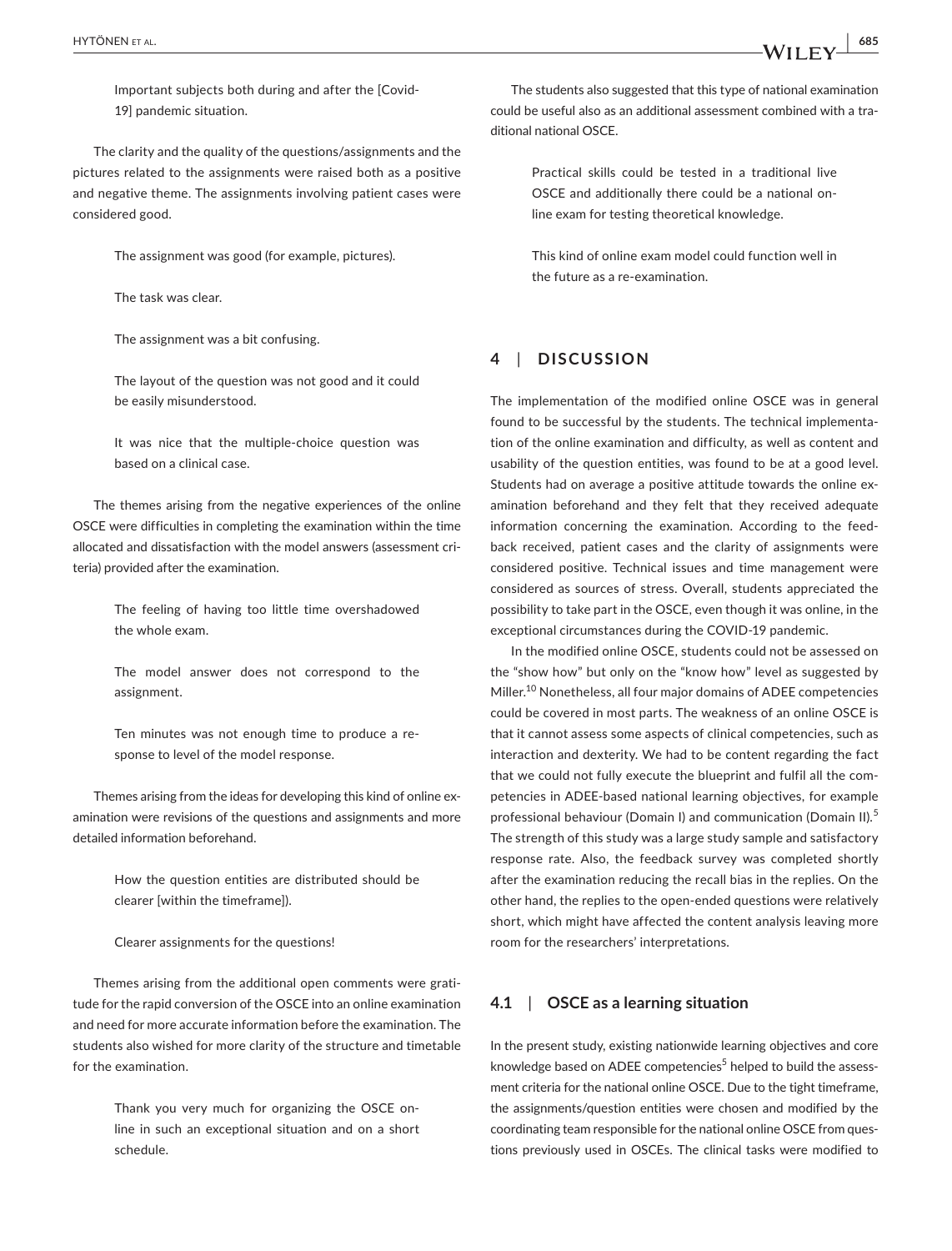> Important subjects both during and after the [Covid-19] pandemic situation.

The clarity and the quality of the questions/assignments and the pictures related to the assignments were raised both as a positive and negative theme. The assignments involving patient cases were considered good.

> The assignment was good (for example, pictures).

> The task was clear.

> The assignment was a bit confusing.

> The layout of the question was not good and it could be easily misunderstood.

> It was nice that the multiple-choice question was based on a clinical case.

The themes arising from the negative experiences of the online OSCE were difficulties in completing the examination within the time allocated and dissatisfaction with the model answers (assessment criteria) provided after the examination.

> The feeling of having too little time overshadowed the whole exam.

> The model answer does not correspond to the assignment.

> Ten minutes was not enough time to produce a response to level of the model response.

Themes arising from the ideas for developing this kind of online examination were revisions of the questions and assignments and more detailed information beforehand.

> How the question entities are distributed should be clearer [within the timeframe]).

> Clearer assignments for the questions!

Themes arising from the additional open comments were gratitude for the rapid conversion of the OSCE into an online examination and need for more accurate information before the examination. The students also wished for more clarity of the structure and timetable for the examination.

> Thank you very much for organizing the OSCE online in such an exceptional situation and on a short schedule.

The students also suggested that this type of national examination could be useful also as an additional assessment combined with a traditional national OSCE.

> Practical skills could be tested in a traditional live OSCE and additionally there could be a national online exam for testing theoretical knowledge.

> This kind of online exam model could function well in the future as a re-examination.

## 4 | DISCUSSION

The implementation of the modified online OSCE was in general found to be successful by the students. The technical implementation of the online examination and difficulty, as well as content and usability of the question entities, was found to be at a good level. Students had on average a positive attitude towards the online examination beforehand and they felt that they received adequate information concerning the examination. According to the feedback received, patient cases and the clarity of assignments were considered positive. Technical issues and time management were considered as sources of stress. Overall, students appreciated the possibility to take part in the OSCE, even though it was online, in the exceptional circumstances during the COVID-19 pandemic.

In the modified online OSCE, students could not be assessed on the "show how" but only on the "know how" level as suggested by Miller.[10] Nonetheless, all four major domains of ADEE competencies could be covered in most parts. The weakness of an online OSCE is that it cannot assess some aspects of clinical competencies, such as interaction and dexterity. We had to be content regarding the fact that we could not fully execute the blueprint and fulfil all the competencies in ADEE-based national learning objectives, for example professional behaviour (Domain I) and communication (Domain II).[5] The strength of this study was a large study sample and satisfactory response rate. Also, the feedback survey was completed shortly after the examination reducing the recall bias in the replies. On the other hand, the replies to the open-ended questions were relatively short, which might have affected the content analysis leaving more room for the researchers' interpretations.

### 4.1 | OSCE as a learning situation

In the present study, existing nationwide learning objectives and core knowledge based on ADEE competencies[5] helped to build the assessment criteria for the national online OSCE. Due to the tight timeframe, the assignments/question entities were chosen and modified by the coordinating team responsible for the national online OSCE from questions previously used in OSCEs. The clinical tasks were modified to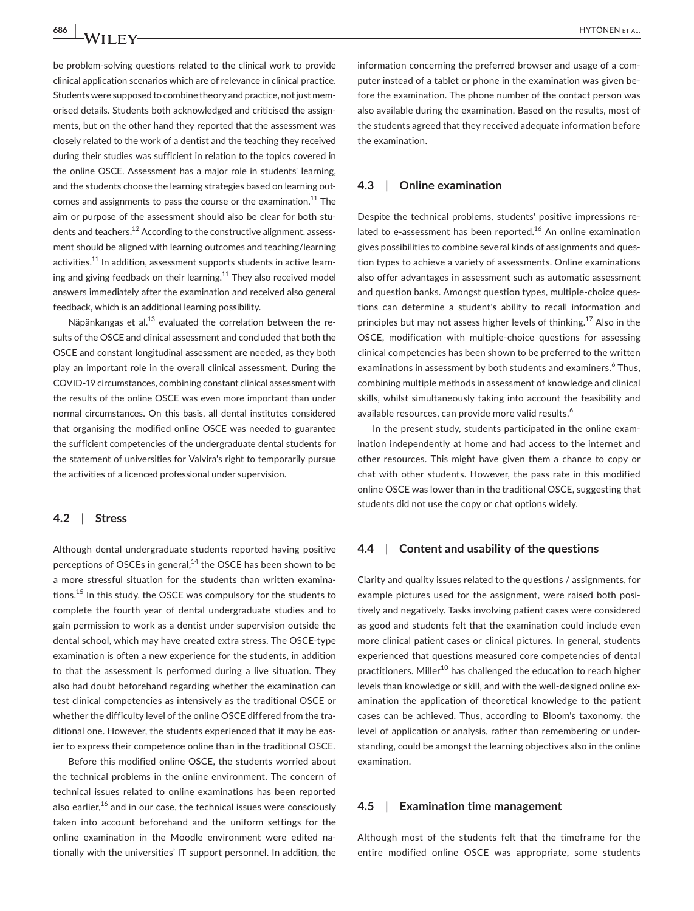be problem-solving questions related to the clinical work to provide clinical application scenarios which are of relevance in clinical practice. Students were supposed to combine theory and practice, not just memorised details. Students both acknowledged and criticised the assignments, but on the other hand they reported that the assessment was closely related to the work of a dentist and the teaching they received during their studies was sufficient in relation to the topics covered in the online OSCE. Assessment has a major role in students' learning, and the students choose the learning strategies based on learning outcomes and assignments to pass the course or the examination.[11] The aim or purpose of the assessment should also be clear for both students and teachers.[12] According to the constructive alignment, assessment should be aligned with learning outcomes and teaching/learning activities.[11] In addition, assessment supports students in active learning and giving feedback on their learning.[11] They also received model answers immediately after the examination and received also general feedback, which is an additional learning possibility.

Näpänkangas et al.[13] evaluated the correlation between the results of the OSCE and clinical assessment and concluded that both the OSCE and constant longitudinal assessment are needed, as they both play an important role in the overall clinical assessment. During the COVID-19 circumstances, combining constant clinical assessment with the results of the online OSCE was even more important than under normal circumstances. On this basis, all dental institutes considered that organising the modified online OSCE was needed to guarantee the sufficient competencies of the undergraduate dental students for the statement of universities for Valvira's right to temporarily pursue the activities of a licenced professional under supervision.

### 4.2 | Stress

Although dental undergraduate students reported having positive perceptions of OSCEs in general,[14] the OSCE has been shown to be a more stressful situation for the students than written examinations.[15] In this study, the OSCE was compulsory for the students to complete the fourth year of dental undergraduate studies and to gain permission to work as a dentist under supervision outside the dental school, which may have created extra stress. The OSCE-type examination is often a new experience for the students, in addition to that the assessment is performed during a live situation. They also had doubt beforehand regarding whether the examination can test clinical competencies as intensively as the traditional OSCE or whether the difficulty level of the online OSCE differed from the traditional one. However, the students experienced that it may be easier to express their competence online than in the traditional OSCE.

Before this modified online OSCE, the students worried about the technical problems in the online environment. The concern of technical issues related to online examinations has been reported also earlier,[16] and in our case, the technical issues were consciously taken into account beforehand and the uniform settings for the online examination in the Moodle environment were edited nationally with the universities' IT support personnel. In addition, the information concerning the preferred browser and usage of a computer instead of a tablet or phone in the examination was given before the examination. The phone number of the contact person was also available during the examination. Based on the results, most of the students agreed that they received adequate information before the examination.

### 4.3 | Online examination

Despite the technical problems, students' positive impressions related to e-assessment has been reported.[16] An online examination gives possibilities to combine several kinds of assignments and question types to achieve a variety of assessments. Online examinations also offer advantages in assessment such as automatic assessment and question banks. Amongst question types, multiple-choice questions can determine a student's ability to recall information and principles but may not assess higher levels of thinking.[17] Also in the OSCE, modification with multiple-choice questions for assessing clinical competencies has been shown to be preferred to the written examinations in assessment by both students and examiners.[6] Thus, combining multiple methods in assessment of knowledge and clinical skills, whilst simultaneously taking into account the feasibility and available resources, can provide more valid results.[6]

In the present study, students participated in the online examination independently at home and had access to the internet and other resources. This might have given them a chance to copy or chat with other students. However, the pass rate in this modified online OSCE was lower than in the traditional OSCE, suggesting that students did not use the copy or chat options widely.

### 4.4 | Content and usability of the questions

Clarity and quality issues related to the questions / assignments, for example pictures used for the assignment, were raised both positively and negatively. Tasks involving patient cases were considered as good and students felt that the examination could include even more clinical patient cases or clinical pictures. In general, students experienced that questions measured core competencies of dental practitioners. Miller[10] has challenged the education to reach higher levels than knowledge or skill, and with the well-designed online examination the application of theoretical knowledge to the patient cases can be achieved. Thus, according to Bloom's taxonomy, the level of application or analysis, rather than remembering or understanding, could be amongst the learning objectives also in the online examination.

### 4.5 | Examination time management

Although most of the students felt that the timeframe for the entire modified online OSCE was appropriate, some students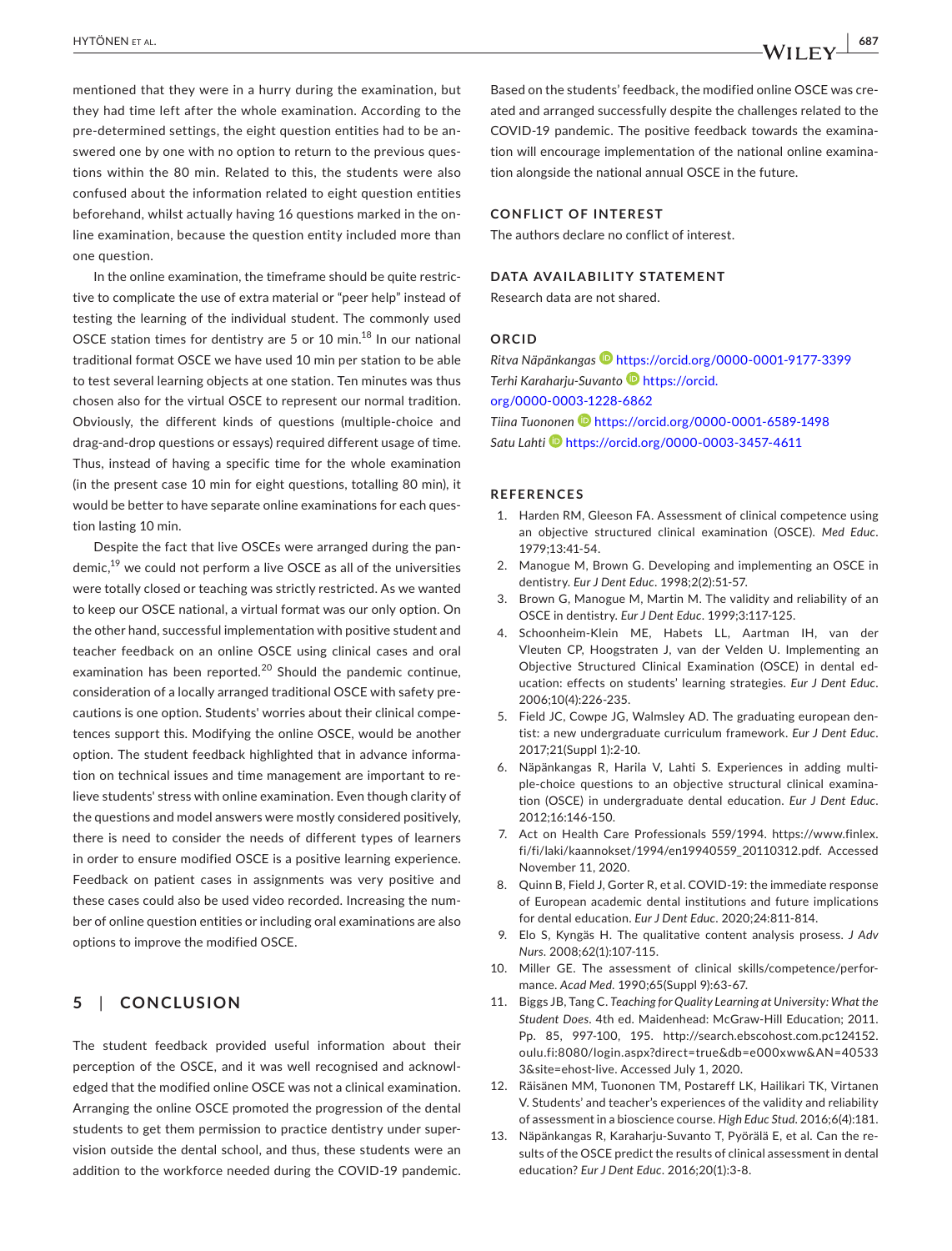mentioned that they were in a hurry during the examination, but they had time left after the whole examination. According to the pre-determined settings, the eight question entities had to be answered one by one with no option to return to the previous questions within the 80 min. Related to this, the students were also confused about the information related to eight question entities beforehand, whilst actually having 16 questions marked in the online examination, because the question entity included more than one question.

In the online examination, the timeframe should be quite restrictive to complicate the use of extra material or "peer help" instead of testing the learning of the individual student. The commonly used OSCE station times for dentistry are 5 or 10 min.[18] In our national traditional format OSCE we have used 10 min per station to be able to test several learning objects at one station. Ten minutes was thus chosen also for the virtual OSCE to represent our normal tradition. Obviously, the different kinds of questions (multiple-choice and drag-and-drop questions or essays) required different usage of time. Thus, instead of having a specific time for the whole examination (in the present case 10 min for eight questions, totalling 80 min), it would be better to have separate online examinations for each question lasting 10 min.

Despite the fact that live OSCEs were arranged during the pandemic,[19] we could not perform a live OSCE as all of the universities were totally closed or teaching was strictly restricted. As we wanted to keep our OSCE national, a virtual format was our only option. On the other hand, successful implementation with positive student and teacher feedback on an online OSCE using clinical cases and oral examination has been reported.[20] Should the pandemic continue, consideration of a locally arranged traditional OSCE with safety precautions is one option. Students' worries about their clinical competences support this. Modifying the online OSCE, would be another option. The student feedback highlighted that in advance information on technical issues and time management are important to relieve students' stress with online examination. Even though clarity of the questions and model answers were mostly considered positively, there is need to consider the needs of different types of learners in order to ensure modified OSCE is a positive learning experience. Feedback on patient cases in assignments was very positive and these cases could also be used video recorded. Increasing the number of online question entities or including oral examinations are also options to improve the modified OSCE.

## 5 | CONCLUSION

The student feedback provided useful information about their perception of the OSCE, and it was well recognised and acknowledged that the modified online OSCE was not a clinical examination. Arranging the online OSCE promoted the progression of the dental students to get them permission to practice dentistry under supervision outside the dental school, and thus, these students were an addition to the workforce needed during the COVID-19 pandemic. Based on the students' feedback, the modified online OSCE was created and arranged successfully despite the challenges related to the COVID-19 pandemic. The positive feedback towards the examination will encourage implementation of the national online examination alongside the national annual OSCE in the future.

### CONFLICT OF INTEREST

The authors declare no conflict of interest.

### DATA AVAILABILITY STATEMENT

Research data are not shared.

### ORCID

*Ritva Näpänkangas* https://orcid.org/0000-0001-9177-3399
*Terhi Karaharju-Suvanto* https://orcid.org/0000-0003-1228-6862
*Tiina Tuononen* https://orcid.org/0000-0001-6589-1498
*Satu Lahti* https://orcid.org/0000-0003-3457-4611

### REFERENCES

1. Harden RM, Gleeson FA. Assessment of clinical competence using an objective structured clinical examination (OSCE). *Med Educ*. 1979;13:41-54.
2. Manogue M, Brown G. Developing and implementing an OSCE in dentistry. *Eur J Dent Educ*. 1998;2(2):51-57.
3. Brown G, Manogue M, Martin M. The validity and reliability of an OSCE in dentistry. *Eur J Dent Educ*. 1999;3:117-125.
4. Schoonheim-Klein ME, Habets LL, Aartman IH, van der Vleuten CP, Hoogstraten J, van der Velden U. Implementing an Objective Structured Clinical Examination (OSCE) in dental education: effects on students' learning strategies. *Eur J Dent Educ*. 2006;10(4):226-235.
5. Field JC, Cowpe JG, Walmsley AD. The graduating european dentist: a new undergraduate curriculum framework. *Eur J Dent Educ*. 2017;21(Suppl 1):2-10.
6. Näpänkangas R, Harila V, Lahti S. Experiences in adding multiple-choice questions to an objective structural clinical examination (OSCE) in undergraduate dental education. *Eur J Dent Educ*. 2012;16:146-150.
7. Act on Health Care Professionals 559/1994. https://www.finlex.fi/fi/laki/kaannokset/1994/en19940559_20110312.pdf. Accessed November 11, 2020.
8. Quinn B, Field J, Gorter R, et al. COVID-19: the immediate response of European academic dental institutions and future implications for dental education. *Eur J Dent Educ*. 2020;24:811-814.
9. Elo S, Kyngäs H. The qualitative content analysis prosess. *J Adv Nurs*. 2008;62(1):107-115.
10. Miller GE. The assessment of clinical skills/competence/performance. *Acad Med*. 1990;65(Suppl 9):63-67.
11. Biggs JB, Tang C. *Teaching for Quality Learning at University: What the Student Does*. 4th ed. Maidenhead: McGraw-Hill Education; 2011. Pp. 85, 997-100, 195. http://search.ebscohost.com.pc124152.oulu.fi:8080/login.aspx?direct=true&db=e000xww&AN=405333&site=ehost-live. Accessed July 1, 2020.
12. Räisänen MM, Tuononen TM, Postareff LK, Hailikari TK, Virtanen V. Students' and teacher's experiences of the validity and reliability of assessment in a bioscience course. *High Educ Stud*. 2016;6(4):181.
13. Näpänkangas R, Karaharju-Suvanto T, Pyörälä E, et al. Can the results of the OSCE predict the results of clinical assessment in dental education? *Eur J Dent Educ*. 2016;20(1):3-8.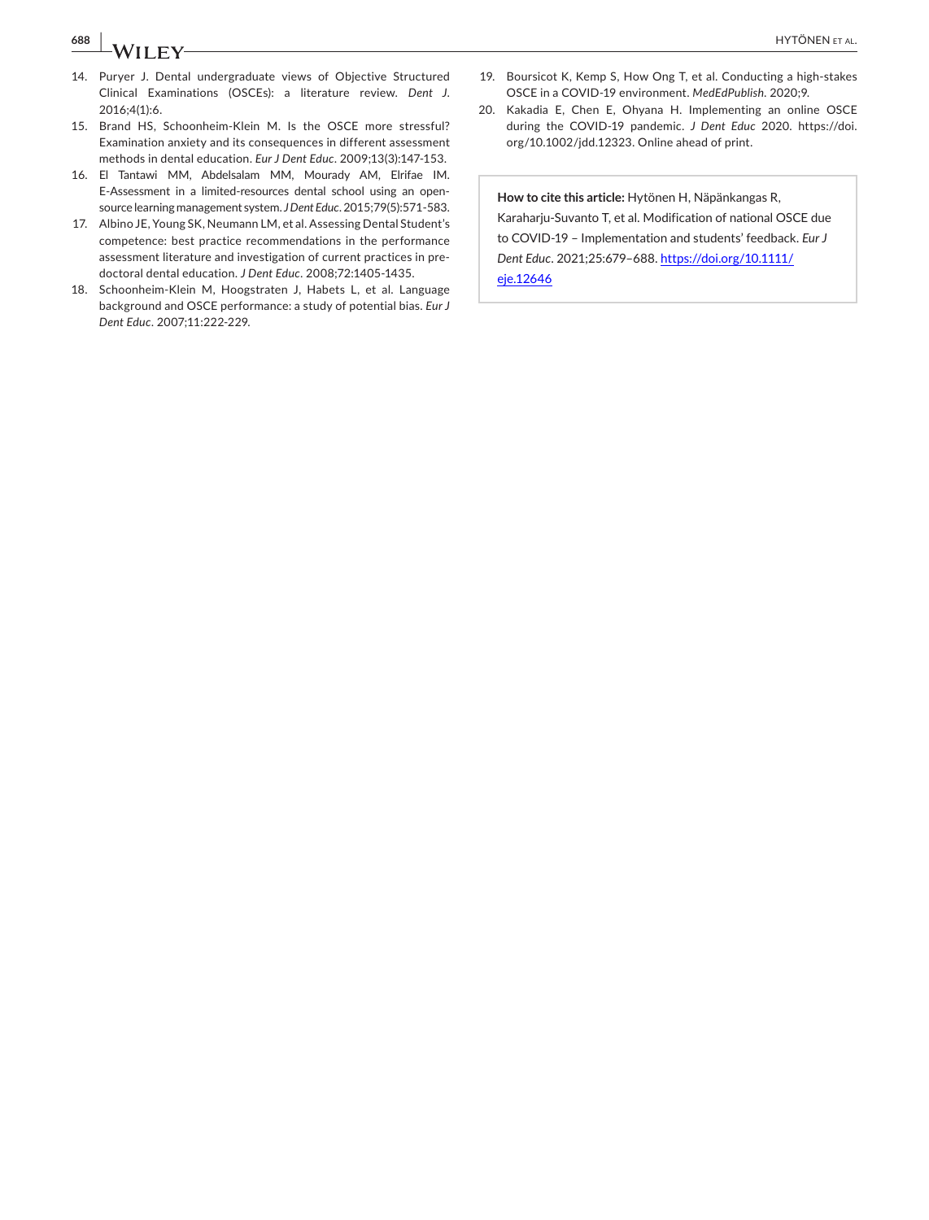14. Puryer J. Dental undergraduate views of Objective Structured Clinical Examinations (OSCEs): a literature review. *Dent J*. 2016;4(1):6.
15. Brand HS, Schoonheim-Klein M. Is the OSCE more stressful? Examination anxiety and its consequences in different assessment methods in dental education. *Eur J Dent Educ*. 2009;13(3):147-153.
16. El Tantawi MM, Abdelsalam MM, Mourady AM, Elrifae IM. E-Assessment in a limited-resources dental school using an open-source learning management system. *J Dent Educ*. 2015;79(5):571-583.
17. Albino JE, Young SK, Neumann LM, et al. Assessing Dental Student's competence: best practice recommendations in the performance assessment literature and investigation of current practices in predoctoral dental education. *J Dent Educ*. 2008;72:1405-1435.
18. Schoonheim-Klein M, Hoogstraten J, Habets L, et al. Language background and OSCE performance: a study of potential bias. *Eur J Dent Educ*. 2007;11:222-229.
19. Boursicot K, Kemp S, How Ong T, et al. Conducting a high-stakes OSCE in a COVID-19 environment. *MedEdPublish*. 2020;9.
20. Kakadia E, Chen E, Ohyana H. Implementing an online OSCE during the COVID-19 pandemic. *J Dent Educ* 2020. https://doi.org/10.1002/jdd.12323. Online ahead of print.

**How to cite this article:** Hytönen H, Näpänkangas R, Karaharju-Suvanto T, et al. Modification of national OSCE due to COVID-19 – Implementation and students' feedback. *Eur J Dent Educ*. 2021;25:679–688. https://doi.org/10.1111/eje.12646